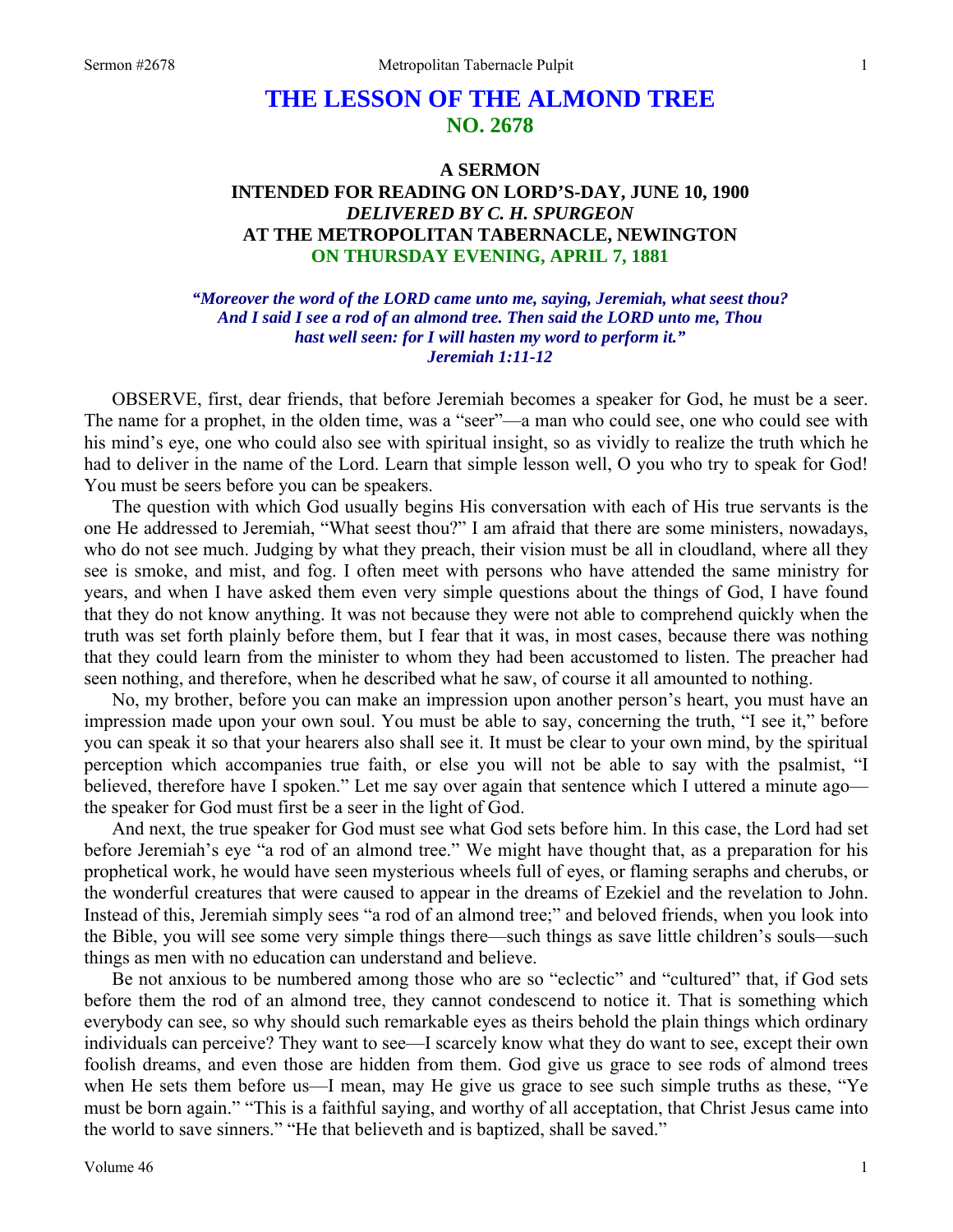# THE LESSON OF THE ALMOND TREE
## NO. 2678

### A SERMON
### INTENDED FOR READING ON LORD'S-DAY, JUNE 10, 1900
### *DELIVERED BY C. H. SPURGEON*
### AT THE METROPOLITAN TABERNACLE, NEWINGTON
### ON THURSDAY EVENING, APRIL 7, 1881

*"Moreover the word of the LORD came unto me, saying, Jeremiah, what seest thou? And I said I see a rod of an almond tree. Then said the LORD unto me, Thou hast well seen: for I will hasten my word to perform it."*
*Jeremiah 1:11-12*

OBSERVE, first, dear friends, that before Jeremiah becomes a speaker for God, he must be a seer. The name for a prophet, in the olden time, was a "seer"—a man who could see, one who could see with his mind's eye, one who could also see with spiritual insight, so as vividly to realize the truth which he had to deliver in the name of the Lord. Learn that simple lesson well, O you who try to speak for God! You must be seers before you can be speakers.

The question with which God usually begins His conversation with each of His true servants is the one He addressed to Jeremiah, "What seest thou?" I am afraid that there are some ministers, nowadays, who do not see much. Judging by what they preach, their vision must be all in cloudland, where all they see is smoke, and mist, and fog. I often meet with persons who have attended the same ministry for years, and when I have asked them even very simple questions about the things of God, I have found that they do not know anything. It was not because they were not able to comprehend quickly when the truth was set forth plainly before them, but I fear that it was, in most cases, because there was nothing that they could learn from the minister to whom they had been accustomed to listen. The preacher had seen nothing, and therefore, when he described what he saw, of course it all amounted to nothing.

No, my brother, before you can make an impression upon another person's heart, you must have an impression made upon your own soul. You must be able to say, concerning the truth, "I see it," before you can speak it so that your hearers also shall see it. It must be clear to your own mind, by the spiritual perception which accompanies true faith, or else you will not be able to say with the psalmist, "I believed, therefore have I spoken." Let me say over again that sentence which I uttered a minute ago—the speaker for God must first be a seer in the light of God.

And next, the true speaker for God must see what God sets before him. In this case, the Lord had set before Jeremiah's eye "a rod of an almond tree." We might have thought that, as a preparation for his prophetical work, he would have seen mysterious wheels full of eyes, or flaming seraphs and cherubs, or the wonderful creatures that were caused to appear in the dreams of Ezekiel and the revelation to John. Instead of this, Jeremiah simply sees "a rod of an almond tree;" and beloved friends, when you look into the Bible, you will see some very simple things there—such things as save little children's souls—such things as men with no education can understand and believe.

Be not anxious to be numbered among those who are so "eclectic" and "cultured" that, if God sets before them the rod of an almond tree, they cannot condescend to notice it. That is something which everybody can see, so why should such remarkable eyes as theirs behold the plain things which ordinary individuals can perceive? They want to see—I scarcely know what they do want to see, except their own foolish dreams, and even those are hidden from them. God give us grace to see rods of almond trees when He sets them before us—I mean, may He give us grace to see such simple truths as these, "Ye must be born again." "This is a faithful saying, and worthy of all acceptation, that Christ Jesus came into the world to save sinners." "He that believeth and is baptized, shall be saved."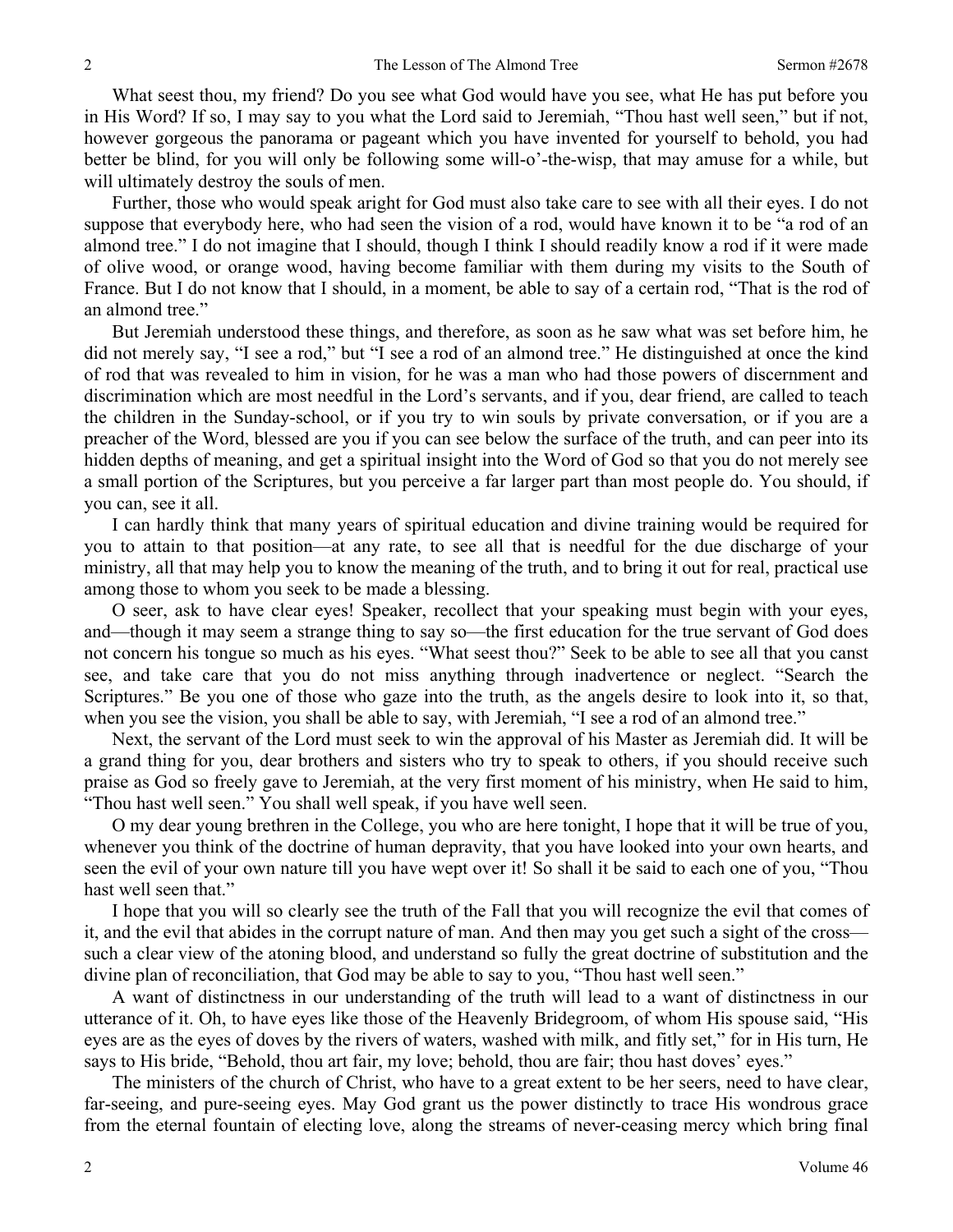What seest thou, my friend? Do you see what God would have you see, what He has put before you in His Word? If so, I may say to you what the Lord said to Jeremiah, "Thou hast well seen," but if not, however gorgeous the panorama or pageant which you have invented for yourself to behold, you had better be blind, for you will only be following some will-o'-the-wisp, that may amuse for a while, but will ultimately destroy the souls of men.

Further, those who would speak aright for God must also take care to see with all their eyes. I do not suppose that everybody here, who had seen the vision of a rod, would have known it to be "a rod of an almond tree." I do not imagine that I should, though I think I should readily know a rod if it were made of olive wood, or orange wood, having become familiar with them during my visits to the South of France. But I do not know that I should, in a moment, be able to say of a certain rod, "That is the rod of an almond tree."

But Jeremiah understood these things, and therefore, as soon as he saw what was set before him, he did not merely say, "I see a rod," but "I see a rod of an almond tree." He distinguished at once the kind of rod that was revealed to him in vision, for he was a man who had those powers of discernment and discrimination which are most needful in the Lord's servants, and if you, dear friend, are called to teach the children in the Sunday-school, or if you try to win souls by private conversation, or if you are a preacher of the Word, blessed are you if you can see below the surface of the truth, and can peer into its hidden depths of meaning, and get a spiritual insight into the Word of God so that you do not merely see a small portion of the Scriptures, but you perceive a far larger part than most people do. You should, if you can, see it all.

I can hardly think that many years of spiritual education and divine training would be required for you to attain to that position—at any rate, to see all that is needful for the due discharge of your ministry, all that may help you to know the meaning of the truth, and to bring it out for real, practical use among those to whom you seek to be made a blessing.

O seer, ask to have clear eyes! Speaker, recollect that your speaking must begin with your eyes, and—though it may seem a strange thing to say so—the first education for the true servant of God does not concern his tongue so much as his eyes. "What seest thou?" Seek to be able to see all that you canst see, and take care that you do not miss anything through inadvertence or neglect. "Search the Scriptures." Be you one of those who gaze into the truth, as the angels desire to look into it, so that, when you see the vision, you shall be able to say, with Jeremiah, "I see a rod of an almond tree."

Next, the servant of the Lord must seek to win the approval of his Master as Jeremiah did. It will be a grand thing for you, dear brothers and sisters who try to speak to others, if you should receive such praise as God so freely gave to Jeremiah, at the very first moment of his ministry, when He said to him, "Thou hast well seen." You shall well speak, if you have well seen.

O my dear young brethren in the College, you who are here tonight, I hope that it will be true of you, whenever you think of the doctrine of human depravity, that you have looked into your own hearts, and seen the evil of your own nature till you have wept over it! So shall it be said to each one of you, "Thou hast well seen that."

I hope that you will so clearly see the truth of the Fall that you will recognize the evil that comes of it, and the evil that abides in the corrupt nature of man. And then may you get such a sight of the cross—such a clear view of the atoning blood, and understand so fully the great doctrine of substitution and the divine plan of reconciliation, that God may be able to say to you, "Thou hast well seen."

A want of distinctness in our understanding of the truth will lead to a want of distinctness in our utterance of it. Oh, to have eyes like those of the Heavenly Bridegroom, of whom His spouse said, "His eyes are as the eyes of doves by the rivers of waters, washed with milk, and fitly set," for in His turn, He says to His bride, "Behold, thou art fair, my love; behold, thou are fair; thou hast doves' eyes."

The ministers of the church of Christ, who have to a great extent to be her seers, need to have clear, far-seeing, and pure-seeing eyes. May God grant us the power distinctly to trace His wondrous grace from the eternal fountain of electing love, along the streams of never-ceasing mercy which bring final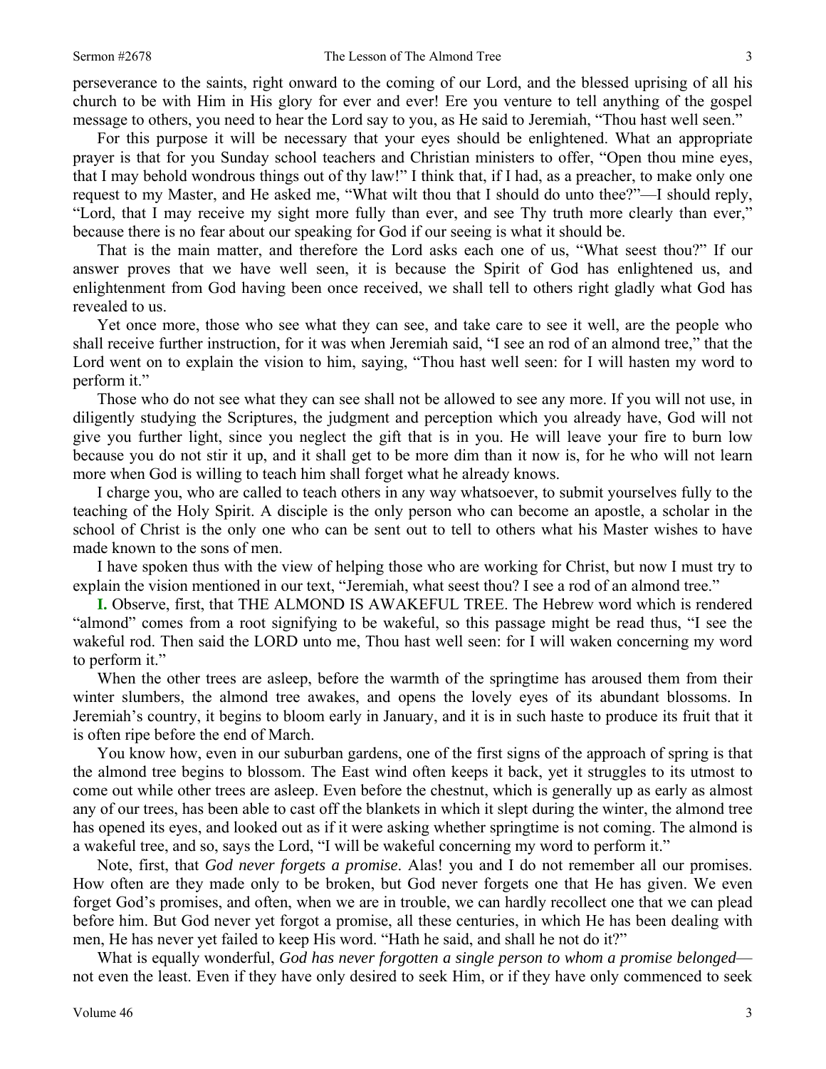perseverance to the saints, right onward to the coming of our Lord, and the blessed uprising of all his church to be with Him in His glory for ever and ever! Ere you venture to tell anything of the gospel message to others, you need to hear the Lord say to you, as He said to Jeremiah, "Thou hast well seen."

For this purpose it will be necessary that your eyes should be enlightened. What an appropriate prayer is that for you Sunday school teachers and Christian ministers to offer, "Open thou mine eyes, that I may behold wondrous things out of thy law!" I think that, if I had, as a preacher, to make only one request to my Master, and He asked me, "What wilt thou that I should do unto thee?"—I should reply, "Lord, that I may receive my sight more fully than ever, and see Thy truth more clearly than ever," because there is no fear about our speaking for God if our seeing is what it should be.

That is the main matter, and therefore the Lord asks each one of us, "What seest thou?" If our answer proves that we have well seen, it is because the Spirit of God has enlightened us, and enlightenment from God having been once received, we shall tell to others right gladly what God has revealed to us.

Yet once more, those who see what they can see, and take care to see it well, are the people who shall receive further instruction, for it was when Jeremiah said, "I see an rod of an almond tree," that the Lord went on to explain the vision to him, saying, "Thou hast well seen: for I will hasten my word to perform it."

Those who do not see what they can see shall not be allowed to see any more. If you will not use, in diligently studying the Scriptures, the judgment and perception which you already have, God will not give you further light, since you neglect the gift that is in you. He will leave your fire to burn low because you do not stir it up, and it shall get to be more dim than it now is, for he who will not learn more when God is willing to teach him shall forget what he already knows.

I charge you, who are called to teach others in any way whatsoever, to submit yourselves fully to the teaching of the Holy Spirit. A disciple is the only person who can become an apostle, a scholar in the school of Christ is the only one who can be sent out to tell to others what his Master wishes to have made known to the sons of men.

I have spoken thus with the view of helping those who are working for Christ, but now I must try to explain the vision mentioned in our text, "Jeremiah, what seest thou? I see a rod of an almond tree."

**I.** Observe, first, that THE ALMOND IS WAKEFUL TREE. The Hebrew word which is rendered "almond" comes from a root signifying to be wakeful, so this passage might be read thus, "I see the wakeful rod. Then said the LORD unto me, Thou hast well seen: for I will waken concerning my word to perform it."

When the other trees are asleep, before the warmth of the springtime has aroused them from their winter slumbers, the almond tree awakes, and opens the lovely eyes of its abundant blossoms. In Jeremiah's country, it begins to bloom early in January, and it is in such haste to produce its fruit that it is often ripe before the end of March.

You know how, even in our suburban gardens, one of the first signs of the approach of spring is that the almond tree begins to blossom. The East wind often keeps it back, yet it struggles to its utmost to come out while other trees are asleep. Even before the chestnut, which is generally up as early as almost any of our trees, has been able to cast off the blankets in which it slept during the winter, the almond tree has opened its eyes, and looked out as if it were asking whether springtime is not coming. The almond is a wakeful tree, and so, says the Lord, "I will be wakeful concerning my word to perform it."

Note, first, that *God never forgets a promise*. Alas! you and I do not remember all our promises. How often are they made only to be broken, but God never forgets one that He has given. We even forget God's promises, and often, when we are in trouble, we can hardly recollect one that we can plead before him. But God never yet forgot a promise, all these centuries, in which He has been dealing with men, He has never yet failed to keep His word. "Hath he said, and shall he not do it?"

What is equally wonderful, *God has never forgotten a single person to whom a promise belonged*—not even the least. Even if they have only desired to seek Him, or if they have only commenced to seek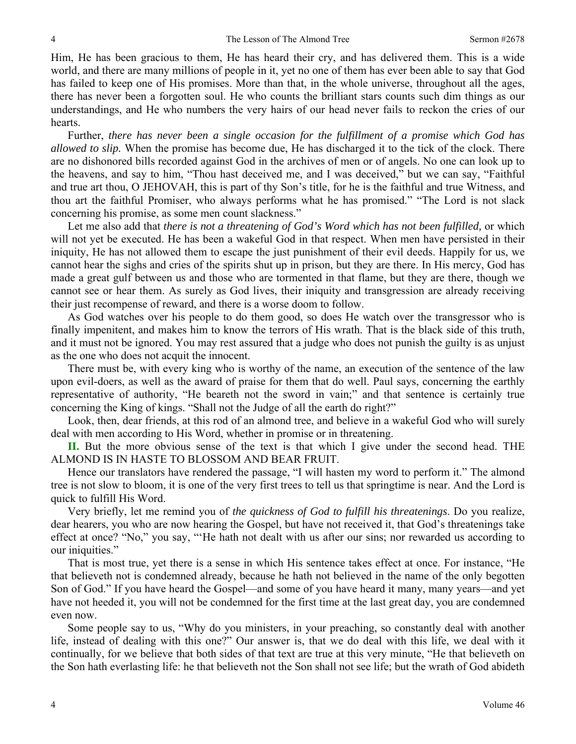Him, He has been gracious to them, He has heard their cry, and has delivered them. This is a wide world, and there are many millions of people in it, yet no one of them has ever been able to say that God has failed to keep one of His promises. More than that, in the whole universe, throughout all the ages, there has never been a forgotten soul. He who counts the brilliant stars counts such dim things as our understandings, and He who numbers the very hairs of our head never fails to reckon the cries of our hearts.

Further, *there has never been a single occasion for the fulfillment of a promise which God has allowed to slip.* When the promise has become due, He has discharged it to the tick of the clock. There are no dishonored bills recorded against God in the archives of men or of angels. No one can look up to the heavens, and say to him, "Thou hast deceived me, and I was deceived," but we can say, "Faithful and true art thou, O JEHOVAH, this is part of thy Son's title, for he is the faithful and true Witness, and thou art the faithful Promiser, who always performs what he has promised." "The Lord is not slack concerning his promise, as some men count slackness."

Let me also add that *there is not a threatening of God's Word which has not been fulfilled,* or which will not yet be executed. He has been a wakeful God in that respect. When men have persisted in their iniquity, He has not allowed them to escape the just punishment of their evil deeds. Happily for us, we cannot hear the sighs and cries of the spirits shut up in prison, but they are there. In His mercy, God has made a great gulf between us and those who are tormented in that flame, but they are there, though we cannot see or hear them. As surely as God lives, their iniquity and transgression are already receiving their just recompense of reward, and there is a worse doom to follow.

As God watches over his people to do them good, so does He watch over the transgressor who is finally impenitent, and makes him to know the terrors of His wrath. That is the black side of this truth, and it must not be ignored. You may rest assured that a judge who does not punish the guilty is as unjust as the one who does not acquit the innocent.

There must be, with every king who is worthy of the name, an execution of the sentence of the law upon evil-doers, as well as the award of praise for them that do well. Paul says, concerning the earthly representative of authority, "He beareth not the sword in vain;" and that sentence is certainly true concerning the King of kings. "Shall not the Judge of all the earth do right?"

Look, then, dear friends, at this rod of an almond tree, and believe in a wakeful God who will surely deal with men according to His Word, whether in promise or in threatening.

**II.** But the more obvious sense of the text is that which I give under the second head. THE ALMOND IS IN HASTE TO BLOSSOM AND BEAR FRUIT.

Hence our translators have rendered the passage, "I will hasten my word to perform it." The almond tree is not slow to bloom, it is one of the very first trees to tell us that springtime is near. And the Lord is quick to fulfill His Word.

Very briefly, let me remind you of *the quickness of God to fulfill his threatenings*. Do you realize, dear hearers, you who are now hearing the Gospel, but have not received it, that God's threatenings take effect at once? "No," you say, "'He hath not dealt with us after our sins; nor rewarded us according to our iniquities."

That is most true, yet there is a sense in which His sentence takes effect at once. For instance, "He that believeth not is condemned already, because he hath not believed in the name of the only begotten Son of God." If you have heard the Gospel—and some of you have heard it many, many years—and yet have not heeded it, you will not be condemned for the first time at the last great day, you are condemned even now.

Some people say to us, "Why do you ministers, in your preaching, so constantly deal with another life, instead of dealing with this one?" Our answer is, that we do deal with this life, we deal with it continually, for we believe that both sides of that text are true at this very minute, "He that believeth on the Son hath everlasting life: he that believeth not the Son shall not see life; but the wrath of God abideth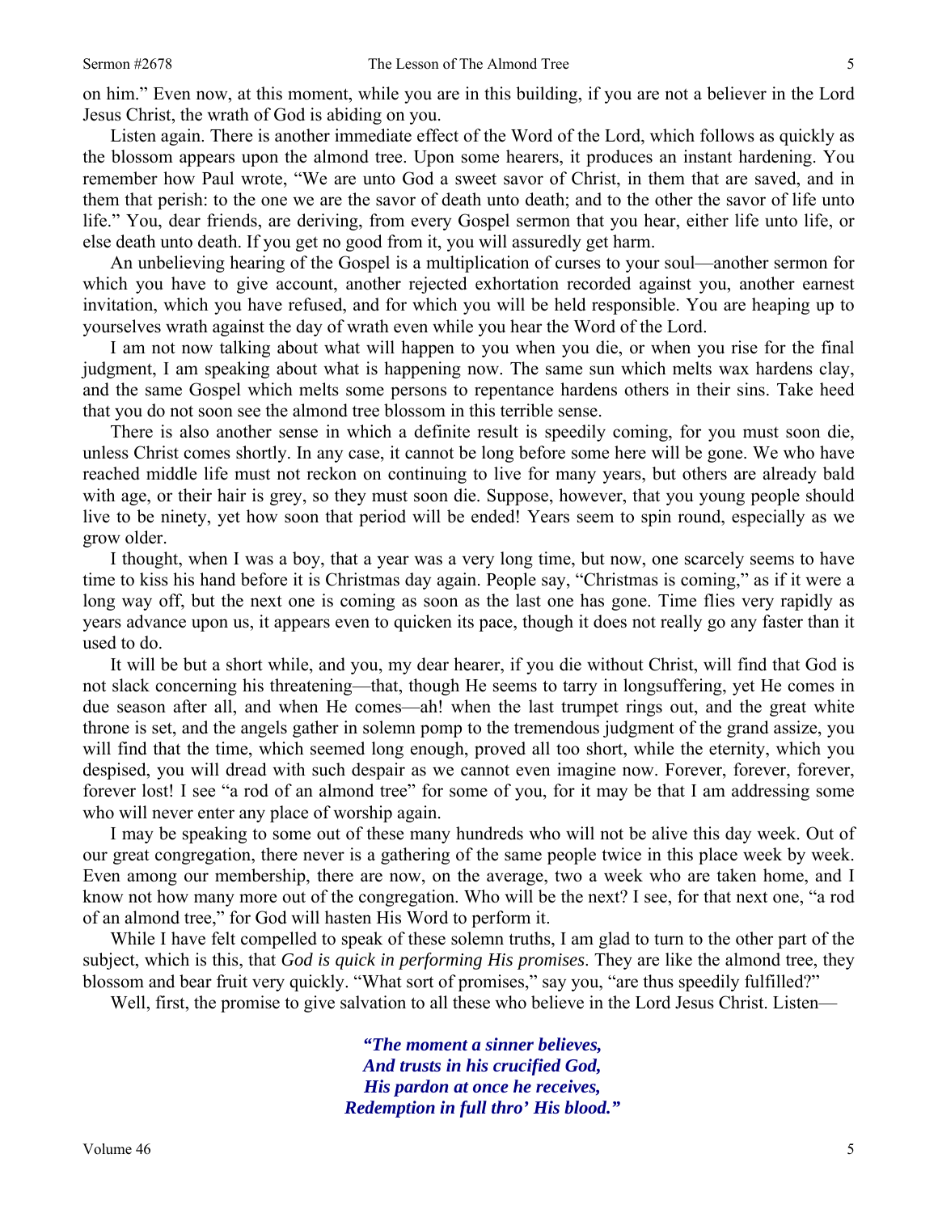on him." Even now, at this moment, while you are in this building, if you are not a believer in the Lord Jesus Christ, the wrath of God is abiding on you.

Listen again. There is another immediate effect of the Word of the Lord, which follows as quickly as the blossom appears upon the almond tree. Upon some hearers, it produces an instant hardening. You remember how Paul wrote, "We are unto God a sweet savor of Christ, in them that are saved, and in them that perish: to the one we are the savor of death unto death; and to the other the savor of life unto life." You, dear friends, are deriving, from every Gospel sermon that you hear, either life unto life, or else death unto death. If you get no good from it, you will assuredly get harm.

An unbelieving hearing of the Gospel is a multiplication of curses to your soul—another sermon for which you have to give account, another rejected exhortation recorded against you, another earnest invitation, which you have refused, and for which you will be held responsible. You are heaping up to yourselves wrath against the day of wrath even while you hear the Word of the Lord.

I am not now talking about what will happen to you when you die, or when you rise for the final judgment, I am speaking about what is happening now. The same sun which melts wax hardens clay, and the same Gospel which melts some persons to repentance hardens others in their sins. Take heed that you do not soon see the almond tree blossom in this terrible sense.

There is also another sense in which a definite result is speedily coming, for you must soon die, unless Christ comes shortly. In any case, it cannot be long before some here will be gone. We who have reached middle life must not reckon on continuing to live for many years, but others are already bald with age, or their hair is grey, so they must soon die. Suppose, however, that you young people should live to be ninety, yet how soon that period will be ended! Years seem to spin round, especially as we grow older.

I thought, when I was a boy, that a year was a very long time, but now, one scarcely seems to have time to kiss his hand before it is Christmas day again. People say, "Christmas is coming," as if it were a long way off, but the next one is coming as soon as the last one has gone. Time flies very rapidly as years advance upon us, it appears even to quicken its pace, though it does not really go any faster than it used to do.

It will be but a short while, and you, my dear hearer, if you die without Christ, will find that God is not slack concerning his threatening—that, though He seems to tarry in longsuffering, yet He comes in due season after all, and when He comes—ah! when the last trumpet rings out, and the great white throne is set, and the angels gather in solemn pomp to the tremendous judgment of the grand assize, you will find that the time, which seemed long enough, proved all too short, while the eternity, which you despised, you will dread with such despair as we cannot even imagine now. Forever, forever, forever, forever lost! I see "a rod of an almond tree" for some of you, for it may be that I am addressing some who will never enter any place of worship again.

I may be speaking to some out of these many hundreds who will not be alive this day week. Out of our great congregation, there never is a gathering of the same people twice in this place week by week. Even among our membership, there are now, on the average, two a week who are taken home, and I know not how many more out of the congregation. Who will be the next? I see, for that next one, "a rod of an almond tree," for God will hasten His Word to perform it.

While I have felt compelled to speak of these solemn truths, I am glad to turn to the other part of the subject, which is this, that *God is quick in performing His promises*. They are like the almond tree, they blossom and bear fruit very quickly. "What sort of promises," say you, "are thus speedily fulfilled?"

Well, first, the promise to give salvation to all these who believe in the Lord Jesus Christ. Listen—

> ***"The moment a sinner believes,***
> ***And trusts in his crucified God,***
> ***His pardon at once he receives,***
> ***Redemption in full thro' His blood."***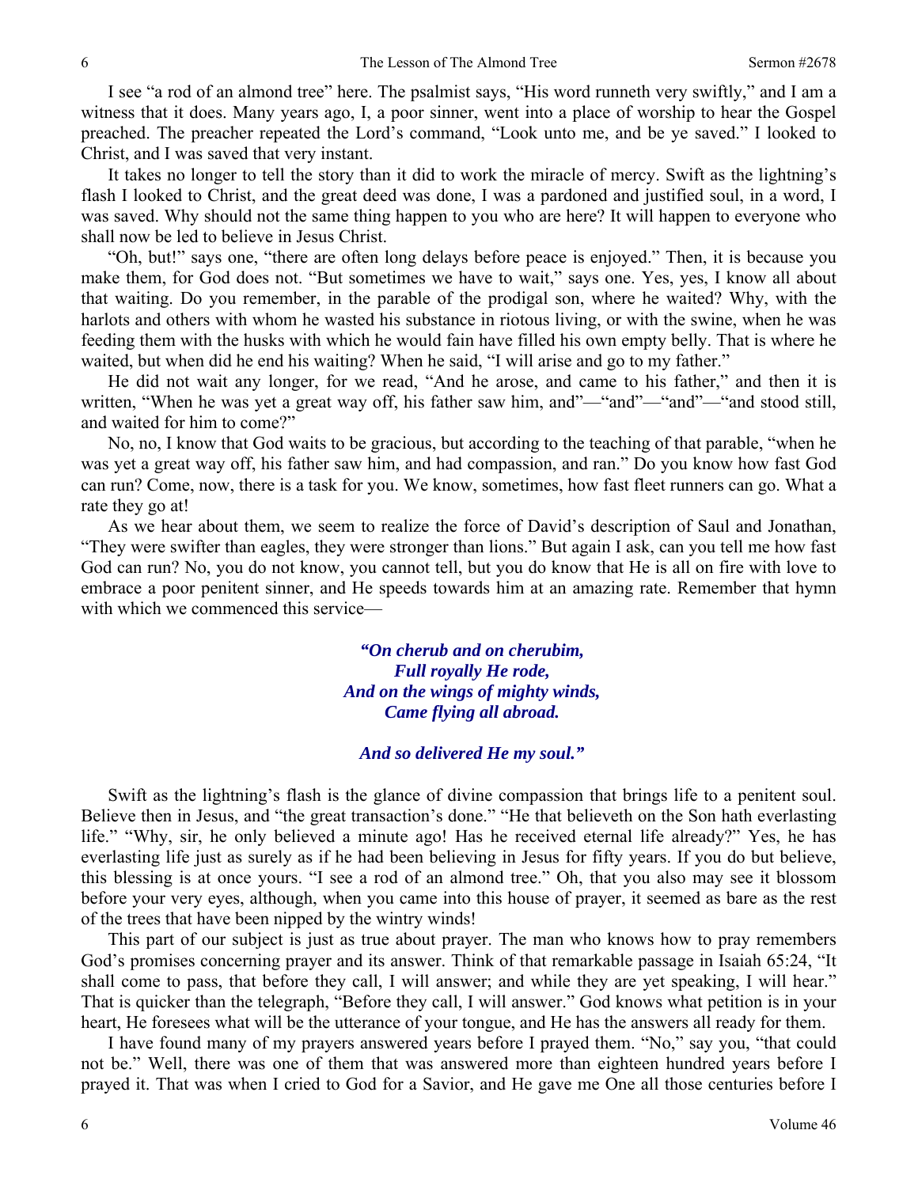I see "a rod of an almond tree" here. The psalmist says, "His word runneth very swiftly," and I am a witness that it does. Many years ago, I, a poor sinner, went into a place of worship to hear the Gospel preached. The preacher repeated the Lord's command, "Look unto me, and be ye saved." I looked to Christ, and I was saved that very instant.

It takes no longer to tell the story than it did to work the miracle of mercy. Swift as the lightning's flash I looked to Christ, and the great deed was done, I was a pardoned and justified soul, in a word, I was saved. Why should not the same thing happen to you who are here? It will happen to everyone who shall now be led to believe in Jesus Christ.

"Oh, but!" says one, "there are often long delays before peace is enjoyed." Then, it is because you make them, for God does not. "But sometimes we have to wait," says one. Yes, yes, I know all about that waiting. Do you remember, in the parable of the prodigal son, where he waited? Why, with the harlots and others with whom he wasted his substance in riotous living, or with the swine, when he was feeding them with the husks with which he would fain have filled his own empty belly. That is where he waited, but when did he end his waiting? When he said, "I will arise and go to my father."

He did not wait any longer, for we read, "And he arose, and came to his father," and then it is written, "When he was yet a great way off, his father saw him, and"—"and"—"and"—"and stood still, and waited for him to come?"

No, no, I know that God waits to be gracious, but according to the teaching of that parable, "when he was yet a great way off, his father saw him, and had compassion, and ran." Do you know how fast God can run? Come, now, there is a task for you. We know, sometimes, how fast fleet runners can go. What a rate they go at!

As we hear about them, we seem to realize the force of David's description of Saul and Jonathan, "They were swifter than eagles, they were stronger than lions." But again I ask, can you tell me how fast God can run? No, you do not know, you cannot tell, but you do know that He is all on fire with love to embrace a poor penitent sinner, and He speeds towards him at an amazing rate. Remember that hymn with which we commenced this service—

> ***"On cherub and on cherubim,***
> ***Full royally He rode,***
> ***And on the wings of mighty winds,***
> ***Came flying all abroad.***
>
> ***And so delivered He my soul."***

Swift as the lightning's flash is the glance of divine compassion that brings life to a penitent soul. Believe then in Jesus, and "the great transaction's done." "He that believeth on the Son hath everlasting life." "Why, sir, he only believed a minute ago! Has he received eternal life already?" Yes, he has everlasting life just as surely as if he had been believing in Jesus for fifty years. If you do but believe, this blessing is at once yours. "I see a rod of an almond tree." Oh, that you also may see it blossom before your very eyes, although, when you came into this house of prayer, it seemed as bare as the rest of the trees that have been nipped by the wintry winds!

This part of our subject is just as true about prayer. The man who knows how to pray remembers God's promises concerning prayer and its answer. Think of that remarkable passage in Isaiah 65:24, "It shall come to pass, that before they call, I will answer; and while they are yet speaking, I will hear." That is quicker than the telegraph, "Before they call, I will answer." God knows what petition is in your heart, He foresees what will be the utterance of your tongue, and He has the answers all ready for them.

I have found many of my prayers answered years before I prayed them. "No," say you, "that could not be." Well, there was one of them that was answered more than eighteen hundred years before I prayed it. That was when I cried to God for a Savior, and He gave me One all those centuries before I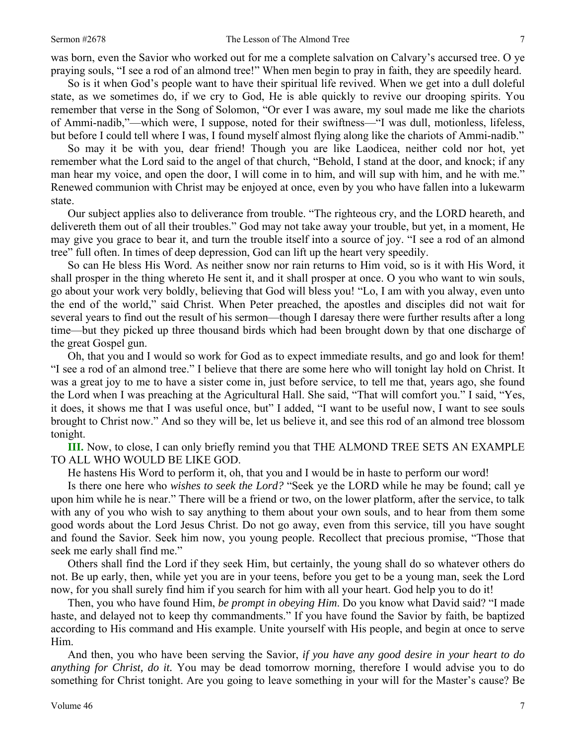was born, even the Savior who worked out for me a complete salvation on Calvary's accursed tree. O ye praying souls, "I see a rod of an almond tree!" When men begin to pray in faith, they are speedily heard.

So is it when God's people want to have their spiritual life revived. When we get into a dull doleful state, as we sometimes do, if we cry to God, He is able quickly to revive our drooping spirits. You remember that verse in the Song of Solomon, "Or ever I was aware, my soul made me like the chariots of Ammi-nadib,"—which were, I suppose, noted for their swiftness—"I was dull, motionless, lifeless, but before I could tell where I was, I found myself almost flying along like the chariots of Ammi-nadib."

So may it be with you, dear friend! Though you are like Laodicea, neither cold nor hot, yet remember what the Lord said to the angel of that church, "Behold, I stand at the door, and knock; if any man hear my voice, and open the door, I will come in to him, and will sup with him, and he with me." Renewed communion with Christ may be enjoyed at once, even by you who have fallen into a lukewarm state.

Our subject applies also to deliverance from trouble. "The righteous cry, and the LORD heareth, and delivereth them out of all their troubles." God may not take away your trouble, but yet, in a moment, He may give you grace to bear it, and turn the trouble itself into a source of joy. "I see a rod of an almond tree" full often. In times of deep depression, God can lift up the heart very speedily.

So can He bless His Word. As neither snow nor rain returns to Him void, so is it with His Word, it shall prosper in the thing whereto He sent it, and it shall prosper at once. O you who want to win souls, go about your work very boldly, believing that God will bless you! "Lo, I am with you alway, even unto the end of the world," said Christ. When Peter preached, the apostles and disciples did not wait for several years to find out the result of his sermon—though I daresay there were further results after a long time—but they picked up three thousand birds which had been brought down by that one discharge of the great Gospel gun.

Oh, that you and I would so work for God as to expect immediate results, and go and look for them! "I see a rod of an almond tree." I believe that there are some here who will tonight lay hold on Christ. It was a great joy to me to have a sister come in, just before service, to tell me that, years ago, she found the Lord when I was preaching at the Agricultural Hall. She said, "That will comfort you." I said, "Yes, it does, it shows me that I was useful once, but" I added, "I want to be useful now, I want to see souls brought to Christ now." And so they will be, let us believe it, and see this rod of an almond tree blossom tonight.

**III.** Now, to close, I can only briefly remind you that THE ALMOND TREE SETS AN EXAMPLE TO ALL WHO WOULD BE LIKE GOD.

He hastens His Word to perform it, oh, that you and I would be in haste to perform our word!

Is there one here who *wishes to seek the Lord?* "Seek ye the LORD while he may be found; call ye upon him while he is near." There will be a friend or two, on the lower platform, after the service, to talk with any of you who wish to say anything to them about your own souls, and to hear from them some good words about the Lord Jesus Christ. Do not go away, even from this service, till you have sought and found the Savior. Seek him now, you young people. Recollect that precious promise, "Those that seek me early shall find me."

Others shall find the Lord if they seek Him, but certainly, the young shall do so whatever others do not. Be up early, then, while yet you are in your teens, before you get to be a young man, seek the Lord now, for you shall surely find him if you search for him with all your heart. God help you to do it!

Then, you who have found Him, *be prompt in obeying Him*. Do you know what David said? "I made haste, and delayed not to keep thy commandments." If you have found the Savior by faith, be baptized according to His command and His example. Unite yourself with His people, and begin at once to serve Him.

And then, you who have been serving the Savior, *if you have any good desire in your heart to do anything for Christ, do it.* You may be dead tomorrow morning, therefore I would advise you to do something for Christ tonight. Are you going to leave something in your will for the Master's cause? Be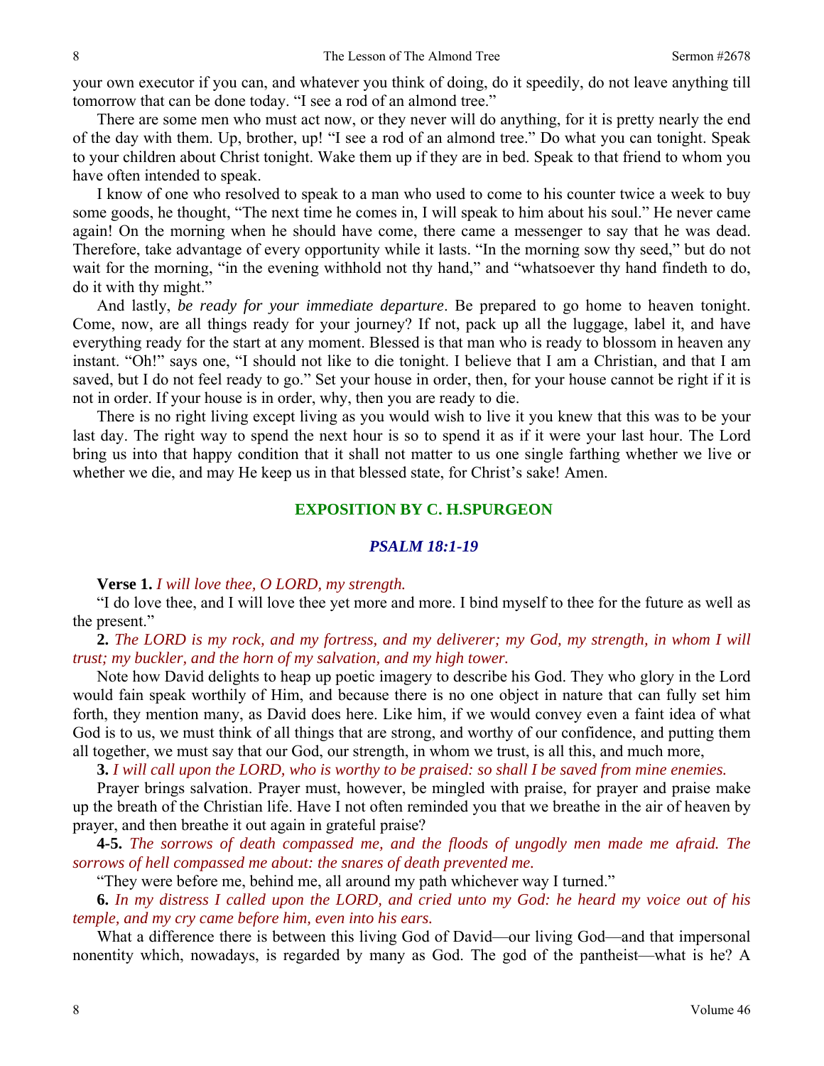your own executor if you can, and whatever you think of doing, do it speedily, do not leave anything till tomorrow that can be done today. "I see a rod of an almond tree."

There are some men who must act now, or they never will do anything, for it is pretty nearly the end of the day with them. Up, brother, up! "I see a rod of an almond tree." Do what you can tonight. Speak to your children about Christ tonight. Wake them up if they are in bed. Speak to that friend to whom you have often intended to speak.

I know of one who resolved to speak to a man who used to come to his counter twice a week to buy some goods, he thought, "The next time he comes in, I will speak to him about his soul." He never came again! On the morning when he should have come, there came a messenger to say that he was dead. Therefore, take advantage of every opportunity while it lasts. "In the morning sow thy seed," but do not wait for the morning, "in the evening withhold not thy hand," and "whatsoever thy hand findeth to do, do it with thy might."

And lastly, *be ready for your immediate departure*. Be prepared to go home to heaven tonight. Come, now, are all things ready for your journey? If not, pack up all the luggage, label it, and have everything ready for the start at any moment. Blessed is that man who is ready to blossom in heaven any instant. "Oh!" says one, "I should not like to die tonight. I believe that I am a Christian, and that I am saved, but I do not feel ready to go." Set your house in order, then, for your house cannot be right if it is not in order. If your house is in order, why, then you are ready to die.

There is no right living except living as you would wish to live it you knew that this was to be your last day. The right way to spend the next hour is so to spend it as if it were your last hour. The Lord bring us into that happy condition that it shall not matter to us one single farthing whether we live or whether we die, and may He keep us in that blessed state, for Christ's sake! Amen.

## EXPOSITION BY C. H.SPURGEON

### *PSALM 18:1-19*

**Verse 1.** *I will love thee, O LORD, my strength.*

"I do love thee, and I will love thee yet more and more. I bind myself to thee for the future as well as the present."

**2.** *The LORD is my rock, and my fortress, and my deliverer; my God, my strength, in whom I will trust; my buckler, and the horn of my salvation, and my high tower.*

Note how David delights to heap up poetic imagery to describe his God. They who glory in the Lord would fain speak worthily of Him, and because there is no one object in nature that can fully set him forth, they mention many, as David does here. Like him, if we would convey even a faint idea of what God is to us, we must think of all things that are strong, and worthy of our confidence, and putting them all together, we must say that our God, our strength, in whom we trust, is all this, and much more,

**3.** *I will call upon the LORD, who is worthy to be praised: so shall I be saved from mine enemies.*

Prayer brings salvation. Prayer must, however, be mingled with praise, for prayer and praise make up the breath of the Christian life. Have I not often reminded you that we breathe in the air of heaven by prayer, and then breathe it out again in grateful praise?

**4-5.** *The sorrows of death compassed me, and the floods of ungodly men made me afraid. The sorrows of hell compassed me about: the snares of death prevented me.*

"They were before me, behind me, all around my path whichever way I turned."

**6.** *In my distress I called upon the LORD, and cried unto my God: he heard my voice out of his temple, and my cry came before him, even into his ears.*

What a difference there is between this living God of David—our living God—and that impersonal nonentity which, nowadays, is regarded by many as God. The god of the pantheist—what is he? A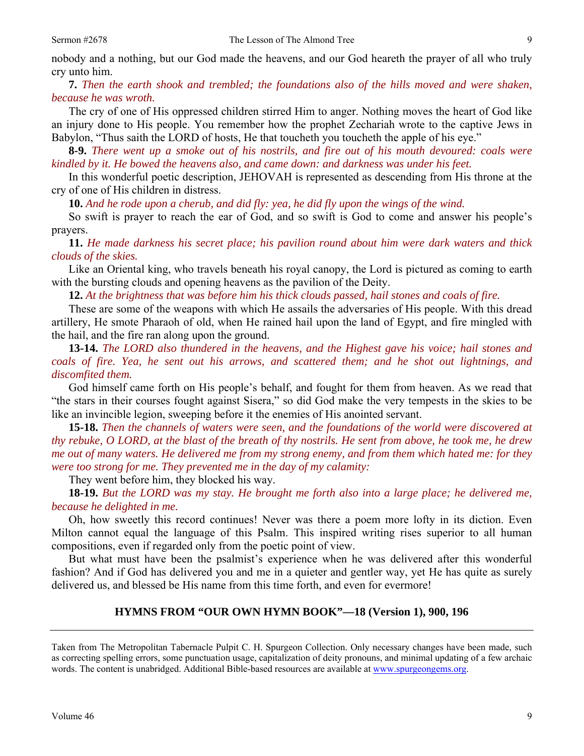nobody and a nothing, but our God made the heavens, and our God heareth the prayer of all who truly cry unto him.

**7.** *Then the earth shook and trembled; the foundations also of the hills moved and were shaken, because he was wroth.*

The cry of one of His oppressed children stirred Him to anger. Nothing moves the heart of God like an injury done to His people. You remember how the prophet Zechariah wrote to the captive Jews in Babylon, "Thus saith the LORD of hosts, He that toucheth you toucheth the apple of his eye."

**8-9.** *There went up a smoke out of his nostrils, and fire out of his mouth devoured: coals were kindled by it. He bowed the heavens also, and came down: and darkness was under his feet.*

In this wonderful poetic description, JEHOVAH is represented as descending from His throne at the cry of one of His children in distress.

**10.** *And he rode upon a cherub, and did fly: yea, he did fly upon the wings of the wind.*

So swift is prayer to reach the ear of God, and so swift is God to come and answer his people's prayers.

**11.** *He made darkness his secret place; his pavilion round about him were dark waters and thick clouds of the skies.*

Like an Oriental king, who travels beneath his royal canopy, the Lord is pictured as coming to earth with the bursting clouds and opening heavens as the pavilion of the Deity.

**12.** *At the brightness that was before him his thick clouds passed, hail stones and coals of fire.*

These are some of the weapons with which He assails the adversaries of His people. With this dread artillery, He smote Pharaoh of old, when He rained hail upon the land of Egypt, and fire mingled with the hail, and the fire ran along upon the ground.

**13-14.** *The LORD also thundered in the heavens, and the Highest gave his voice; hail stones and coals of fire. Yea, he sent out his arrows, and scattered them; and he shot out lightnings, and discomfited them.*

God himself came forth on His people's behalf, and fought for them from heaven. As we read that "the stars in their courses fought against Sisera," so did God make the very tempests in the skies to be like an invincible legion, sweeping before it the enemies of His anointed servant.

**15-18.** *Then the channels of waters were seen, and the foundations of the world were discovered at thy rebuke, O LORD, at the blast of the breath of thy nostrils. He sent from above, he took me, he drew me out of many waters. He delivered me from my strong enemy, and from them which hated me: for they were too strong for me. They prevented me in the day of my calamity:*

They went before him, they blocked his way.

**18-19.** *But the LORD was my stay. He brought me forth also into a large place; he delivered me, because he delighted in me.*

Oh, how sweetly this record continues! Never was there a poem more lofty in its diction. Even Milton cannot equal the language of this Psalm. This inspired writing rises superior to all human compositions, even if regarded only from the poetic point of view.

But what must have been the psalmist's experience when he was delivered after this wonderful fashion? And if God has delivered you and me in a quieter and gentler way, yet He has quite as surely delivered us, and blessed be His name from this time forth, and even for evermore!

**HYMNS FROM "OUR OWN HYMN BOOK"—18 (Version 1), 900, 196**

---

Taken from The Metropolitan Tabernacle Pulpit C. H. Spurgeon Collection. Only necessary changes have been made, such as correcting spelling errors, some punctuation usage, capitalization of deity pronouns, and minimal updating of a few archaic words. The content is unabridged. Additional Bible-based resources are available at www.spurgeongems.org.